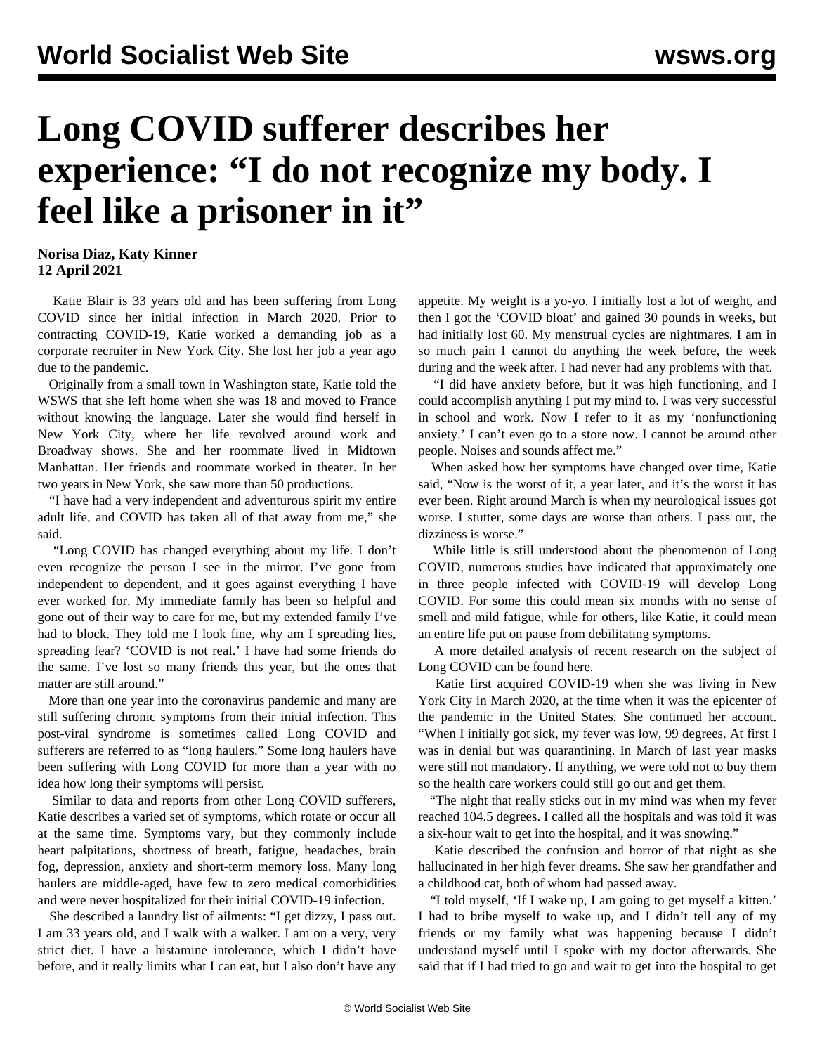# Long COVID sufferer describes her experience: "I do not recognize my body. I feel like a prisoner in it"

**Norisa Diaz, Katy Kinner**
**12 April 2021**

Katie Blair is 33 years old and has been suffering from Long COVID since her initial infection in March 2020. Prior to contracting COVID-19, Katie worked a demanding job as a corporate recruiter in New York City. She lost her job a year ago due to the pandemic.

Originally from a small town in Washington state, Katie told the WSWS that she left home when she was 18 and moved to France without knowing the language. Later she would find herself in New York City, where her life revolved around work and Broadway shows. She and her roommate lived in Midtown Manhattan. Her friends and roommate worked in theater. In her two years in New York, she saw more than 50 productions.

"I have had a very independent and adventurous spirit my entire adult life, and COVID has taken all of that away from me," she said.

"Long COVID has changed everything about my life. I don't even recognize the person I see in the mirror. I've gone from independent to dependent, and it goes against everything I have ever worked for. My immediate family has been so helpful and gone out of their way to care for me, but my extended family I've had to block. They told me I look fine, why am I spreading lies, spreading fear? 'COVID is not real.' I have had some friends do the same. I've lost so many friends this year, but the ones that matter are still around."

More than one year into the coronavirus pandemic and many are still suffering chronic symptoms from their initial infection. This post-viral syndrome is sometimes called Long COVID and sufferers are referred to as "long haulers." Some long haulers have been suffering with Long COVID for more than a year with no idea how long their symptoms will persist.

Similar to data and reports from other Long COVID sufferers, Katie describes a varied set of symptoms, which rotate or occur all at the same time. Symptoms vary, but they commonly include heart palpitations, shortness of breath, fatigue, headaches, brain fog, depression, anxiety and short-term memory loss. Many long haulers are middle-aged, have few to zero medical comorbidities and were never hospitalized for their initial COVID-19 infection.

She described a laundry list of ailments: "I get dizzy, I pass out. I am 33 years old, and I walk with a walker. I am on a very, very strict diet. I have a histamine intolerance, which I didn't have before, and it really limits what I can eat, but I also don't have any appetite. My weight is a yo-yo. I initially lost a lot of weight, and then I got the 'COVID bloat' and gained 30 pounds in weeks, but had initially lost 60. My menstrual cycles are nightmares. I am in so much pain I cannot do anything the week before, the week during and the week after. I had never had any problems with that.

"I did have anxiety before, but it was high functioning, and I could accomplish anything I put my mind to. I was very successful in school and work. Now I refer to it as my 'nonfunctioning anxiety.' I can't even go to a store now. I cannot be around other people. Noises and sounds affect me."

When asked how her symptoms have changed over time, Katie said, "Now is the worst of it, a year later, and it's the worst it has ever been. Right around March is when my neurological issues got worse. I stutter, some days are worse than others. I pass out, the dizziness is worse."

While little is still understood about the phenomenon of Long COVID, numerous studies have indicated that approximately one in three people infected with COVID-19 will develop Long COVID. For some this could mean six months with no sense of smell and mild fatigue, while for others, like Katie, it could mean an entire life put on pause from debilitating symptoms.

A more detailed analysis of recent research on the subject of Long COVID can be found here.

Katie first acquired COVID-19 when she was living in New York City in March 2020, at the time when it was the epicenter of the pandemic in the United States. She continued her account. "When I initially got sick, my fever was low, 99 degrees. At first I was in denial but was quarantining. In March of last year masks were still not mandatory. If anything, we were told not to buy them so the health care workers could still go out and get them.

"The night that really sticks out in my mind was when my fever reached 104.5 degrees. I called all the hospitals and was told it was a six-hour wait to get into the hospital, and it was snowing."

Katie described the confusion and horror of that night as she hallucinated in her high fever dreams. She saw her grandfather and a childhood cat, both of whom had passed away.

"I told myself, 'If I wake up, I am going to get myself a kitten.' I had to bribe myself to wake up, and I didn't tell any of my friends or my family what was happening because I didn't understand myself until I spoke with my doctor afterwards. She said that if I had tried to go and wait to get into the hospital to get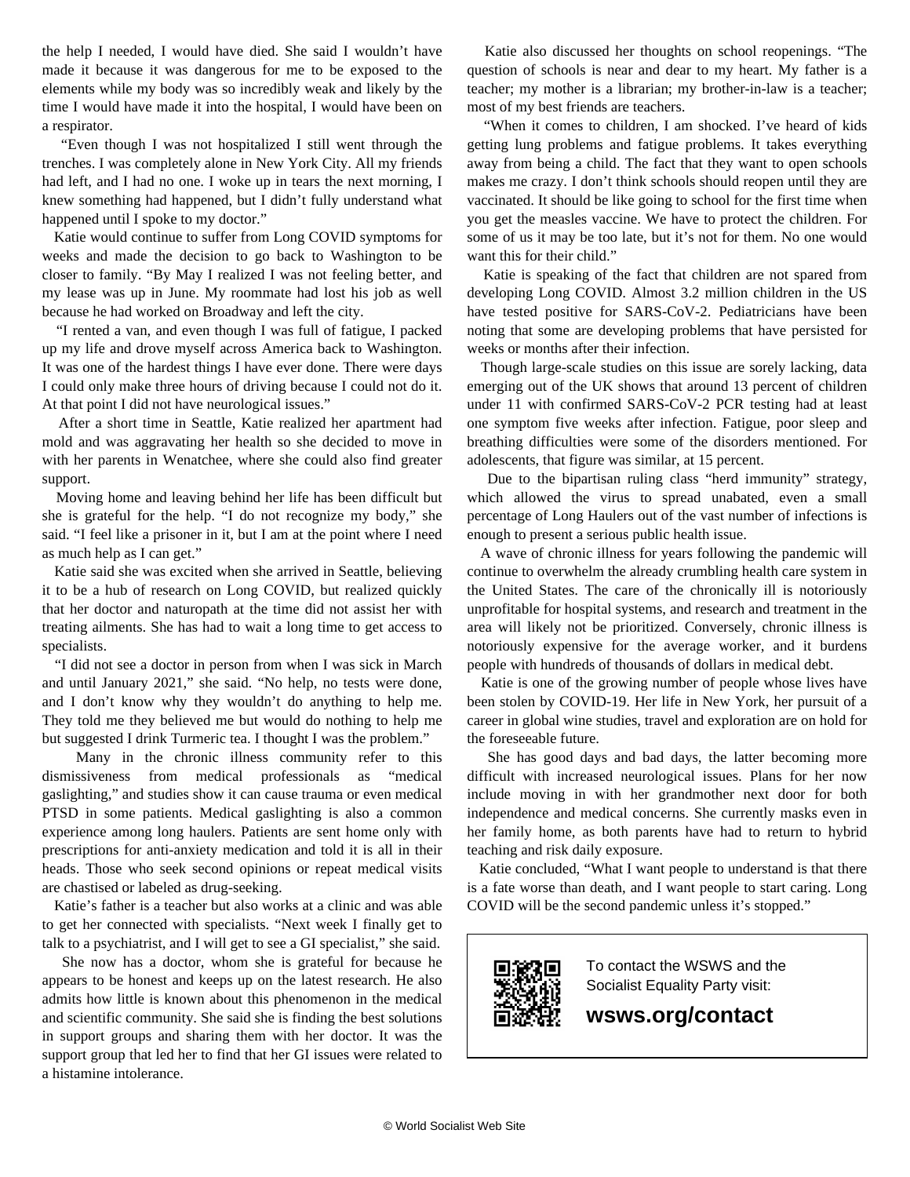the help I needed, I would have died. She said I wouldn't have made it because it was dangerous for me to be exposed to the elements while my body was so incredibly weak and likely by the time I would have made it into the hospital, I would have been on a respirator.

"Even though I was not hospitalized I still went through the trenches. I was completely alone in New York City. All my friends had left, and I had no one. I woke up in tears the next morning, I knew something had happened, but I didn't fully understand what happened until I spoke to my doctor."

Katie would continue to suffer from Long COVID symptoms for weeks and made the decision to go back to Washington to be closer to family. "By May I realized I was not feeling better, and my lease was up in June. My roommate had lost his job as well because he had worked on Broadway and left the city.

"I rented a van, and even though I was full of fatigue, I packed up my life and drove myself across America back to Washington. It was one of the hardest things I have ever done. There were days I could only make three hours of driving because I could not do it. At that point I did not have neurological issues."

After a short time in Seattle, Katie realized her apartment had mold and was aggravating her health so she decided to move in with her parents in Wenatchee, where she could also find greater support.

Moving home and leaving behind her life has been difficult but she is grateful for the help. "I do not recognize my body," she said. "I feel like a prisoner in it, but I am at the point where I need as much help as I can get."

Katie said she was excited when she arrived in Seattle, believing it to be a hub of research on Long COVID, but realized quickly that her doctor and naturopath at the time did not assist her with treating ailments. She has had to wait a long time to get access to specialists.

"I did not see a doctor in person from when I was sick in March and until January 2021," she said. "No help, no tests were done, and I don't know why they wouldn't do anything to help me. They told me they believed me but would do nothing to help me but suggested I drink Turmeric tea. I thought I was the problem."

Many in the chronic illness community refer to this dismissiveness from medical professionals as "medical gaslighting," and studies show it can cause trauma or even medical PTSD in some patients. Medical gaslighting is also a common experience among long haulers. Patients are sent home only with prescriptions for anti-anxiety medication and told it is all in their heads. Those who seek second opinions or repeat medical visits are chastised or labeled as drug-seeking.

Katie's father is a teacher but also works at a clinic and was able to get her connected with specialists. "Next week I finally get to talk to a psychiatrist, and I will get to see a GI specialist," she said.

She now has a doctor, whom she is grateful for because he appears to be honest and keeps up on the latest research. He also admits how little is known about this phenomenon in the medical and scientific community. She said she is finding the best solutions in support groups and sharing them with her doctor. It was the support group that led her to find that her GI issues were related to a histamine intolerance.

Katie also discussed her thoughts on school reopenings. "The question of schools is near and dear to my heart. My father is a teacher; my mother is a librarian; my brother-in-law is a teacher; most of my best friends are teachers.

"When it comes to children, I am shocked. I've heard of kids getting lung problems and fatigue problems. It takes everything away from being a child. The fact that they want to open schools makes me crazy. I don't think schools should reopen until they are vaccinated. It should be like going to school for the first time when you get the measles vaccine. We have to protect the children. For some of us it may be too late, but it's not for them. No one would want this for their child."

Katie is speaking of the fact that children are not spared from developing Long COVID. Almost 3.2 million children in the US have tested positive for SARS-CoV-2. Pediatricians have been noting that some are developing problems that have persisted for weeks or months after their infection.

Though large-scale studies on this issue are sorely lacking, data emerging out of the UK shows that around 13 percent of children under 11 with confirmed SARS-CoV-2 PCR testing had at least one symptom five weeks after infection. Fatigue, poor sleep and breathing difficulties were some of the disorders mentioned. For adolescents, that figure was similar, at 15 percent.

Due to the bipartisan ruling class "herd immunity" strategy, which allowed the virus to spread unabated, even a small percentage of Long Haulers out of the vast number of infections is enough to present a serious public health issue.

A wave of chronic illness for years following the pandemic will continue to overwhelm the already crumbling health care system in the United States. The care of the chronically ill is notoriously unprofitable for hospital systems, and research and treatment in the area will likely not be prioritized. Conversely, chronic illness is notoriously expensive for the average worker, and it burdens people with hundreds of thousands of dollars in medical debt.

Katie is one of the growing number of people whose lives have been stolen by COVID-19. Her life in New York, her pursuit of a career in global wine studies, travel and exploration are on hold for the foreseeable future.

She has good days and bad days, the latter becoming more difficult with increased neurological issues. Plans for her now include moving in with her grandmother next door for both independence and medical concerns. She currently masks even in her family home, as both parents have had to return to hybrid teaching and risk daily exposure.

Katie concluded, "What I want people to understand is that there is a fate worse than death, and I want people to start caring. Long COVID will be the second pandemic unless it's stopped."

To contact the WSWS and the Socialist Equality Party visit:

**wsws.org/contact**